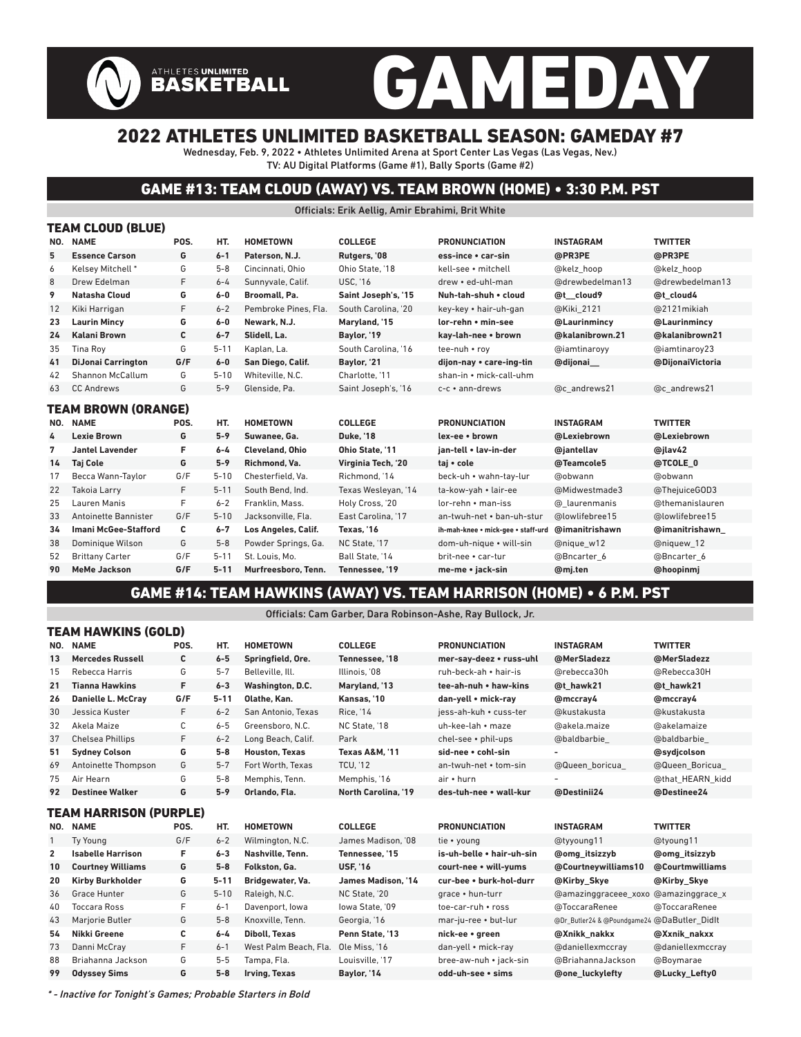ATHLETES UNLIMITED BASKETBALL

# GAMEDAY

## 2022 ATHLETES UNLIMITED BASKETBALL SEASON: GAMEDAY #7

Wednesday, Feb. 9, 2022 • Athletes Unlimited Arena at Sport Center Las Vegas (Las Vegas, Nev.)
TV: AU Digital Platforms (Game #1), Bally Sports (Game #2)

## GAME #13: TEAM CLOUD (AWAY) VS. TEAM BROWN (HOME) • 3:30 P.M. PST

Officials: Erik Aellig, Amir Ebrahimi, Brit White

### TEAM CLOUD (BLUE)

| NO. | NAME | POS. | HT. | HOMETOWN | COLLEGE | PRONUNCIATION | INSTAGRAM | TWITTER |
|---|---|---|---|---|---|---|---|---|
| **5** | **Essence Carson** | **G** | **6-1** | **Paterson, N.J.** | **Rutgers, '08** | **ess-ince • car-sin** | **@PR3PE** | **@PR3PE** |
| 6 | Kelsey Mitchell * | G | 5-8 | Cincinnati, Ohio | Ohio State, '18 | kell-see • mitchell | @kelz_hoop | @kelz_hoop |
| 8 | Drew Edelman | F | 6-4 | Sunnyvale, Calif. | USC, '16 | drew • ed-uhl-man | @drewbedelman13 | @drewbedelman13 |
| **9** | **Natasha Cloud** | **G** | **6-0** | **Broomall, Pa.** | **Saint Joseph's, '15** | **Nuh-tah-shuh • cloud** | **@t__cloud9** | **@t_cloud4** |
| 12 | Kiki Harrigan | F | 6-2 | Pembroke Pines, Fla. | South Carolina, '20 | key-key • hair-uh-gan | @Kiki_2121 | @2121mikiah |
| **23** | **Laurin Mincy** | **G** | **6-0** | **Newark, N.J.** | **Maryland, '15** | **lor-rehn • min-see** | **@Laurinmincy** | **@Laurinmincy** |
| **24** | **Kalani Brown** | **C** | **6-7** | **Slidell, La.** | **Baylor, '19** | **kay-lah-nee • brown** | **@kalanibrown.21** | **@kalanibrown21** |
| 35 | Tina Roy | G | 5-11 | Kaplan, La. | South Carolina, '16 | tee-nuh • roy | @iamtinaroyy | @iamtinaroy23 |
| **41** | **DiJonai Carrington** | **G/F** | **6-0** | **San Diego, Calif.** | **Baylor, '21** | **dijon-nay • care-ing-tin** | **@dijonai__** | **@DijonaiVictoria** |
| 42 | Shannon McCallum | G | 5-10 | Whiteville, N.C. | Charlotte, '11 | shan-in • mick-call-uhm | | |
| 63 | CC Andrews | G | 5-9 | Glenside, Pa. | Saint Joseph's, '16 | c-c • ann-drews | @c_andrews21 | @c_andrews21 |

### TEAM BROWN (ORANGE)

| NO. | NAME | POS. | HT. | HOMETOWN | COLLEGE | PRONUNCIATION | INSTAGRAM | TWITTER |
|---|---|---|---|---|---|---|---|---|
| **4** | **Lexie Brown** | **G** | **5-9** | **Suwanee, Ga.** | **Duke, '18** | **lex-ee • brown** | **@Lexiebrown** | **@Lexiebrown** |
| **7** | **Jantel Lavender** | **F** | **6-4** | **Cleveland, Ohio** | **Ohio State, '11** | **jan-tell • lav-in-der** | **@jantellav** | **@jlav42** |
| **14** | **Taj Cole** | **G** | **5-9** | **Richmond, Va.** | **Virginia Tech, '20** | **taj • cole** | **@Teamcole5** | **@TCOLE_0** |
| 17 | Becca Wann-Taylor | G/F | 5-10 | Chesterfield, Va. | Richmond, '14 | beck-uh • wahn-tay-lur | @obwann | @obwann |
| 22 | Takoia Larry | F | 5-11 | South Bend, Ind. | Texas Wesleyan, '14 | ta-kow-yah • lair-ee | @Midwestmade3 | @ThejuiceGOD3 |
| 25 | Lauren Manis | F | 6-2 | Franklin, Mass. | Holy Cross, '20 | lor-rehn • man-iss | @_laurenmanis | @themanislauren |
| 33 | Antoinette Bannister | G/F | 5-10 | Jacksonville, Fla. | East Carolina, '17 | an-twuh-net • ban-uh-stur | @lowlifebree15 | @lowlifebree15 |
| **34** | **Imani McGee-Stafford** | **C** | **6-7** | **Los Angeles, Calif.** | **Texas, '16** | **ih-mah-knee • mick-gee • staff-urd** | **@imanitrishawn** | **@imanitrishawn_** |
| 38 | Dominique Wilson | G | 5-8 | Powder Springs, Ga. | NC State, '17 | dom-uh-nique • will-sin | @nique_w12 | @niquew_12 |
| 52 | Brittany Carter | G/F | 5-11 | St. Louis, Mo. | Ball State, '14 | brit-nee • car-tur | @Bncarter_6 | @Bncarter_6 |
| **90** | **MeMe Jackson** | **G/F** | **5-11** | **Murfreesboro, Tenn.** | **Tennessee, '19** | **me-me • jack-sin** | **@mj.ten** | **@hoopinmj** |

## GAME #14: TEAM HAWKINS (AWAY) VS. TEAM HARRISON (HOME) • 6 P.M. PST

Officials: Cam Garber, Dara Robinson-Ashe, Ray Bullock, Jr.

### TEAM HAWKINS (GOLD)

| NO. | NAME | POS. | HT. | HOMETOWN | COLLEGE | PRONUNCIATION | INSTAGRAM | TWITTER |
|---|---|---|---|---|---|---|---|---|
| **13** | **Mercedes Russell** | **C** | **6-5** | **Springfield, Ore.** | **Tennessee, '18** | **mer-say-deez • russ-uhl** | **@MerSladezz** | **@MerSladezz** |
| 15 | Rebecca Harris | G | 5-7 | Belleville, Ill. | Illinois, '08 | ruh-beck-ah • hair-is | @rebecca30h | @Rebecca30H |
| **21** | **Tianna Hawkins** | **F** | **6-3** | **Washington, D.C.** | **Maryland, '13** | **tee-ah-nuh • haw-kins** | **@t_hawk21** | **@t_hawk21** |
| **26** | **Danielle L. McCray** | **G/F** | **5-11** | **Olathe, Kan.** | **Kansas, '10** | **dan-yell • mick-ray** | **@mccray4** | **@mccray4** |
| 30 | Jessica Kuster | F | 6-2 | San Antonio, Texas | Rice, '14 | jess-ah-kuh • cuss-ter | @kustakusta | @kustakusta |
| 32 | Akela Maize | C | 6-5 | Greensboro, N.C. | NC State, '18 | uh-kee-lah • maze | @akela.maize | @akelamaize |
| 37 | Chelsea Phillips | F | 6-2 | Long Beach, Calif. | Park | chel-see • phil-ups | @baldbarbie_ | @baldbarbie_ |
| **51** | **Sydney Colson** | **G** | **5-8** | **Houston, Texas** | **Texas A&M, '11** | **sid-nee • cohl-sin** | **-** | **@sydjcolson** |
| 69 | Antoinette Thompson | G | 5-7 | Fort Worth, Texas | TCU, '12 | an-twuh-net • tom-sin | @Queen_boricua_ | @Queen_Boricua_ |
| 75 | Air Hearn | G | 5-8 | Memphis, Tenn. | Memphis, '16 | air • hurn | - | @that_HEARN_kidd |
| **92** | **Destinee Walker** | **G** | **5-9** | **Orlando, Fla.** | **North Carolina, '19** | **des-tuh-nee • wall-kur** | **@Destinii24** | **@Destinee24** |

### TEAM HARRISON (PURPLE)

| NO. | NAME | POS. | HT. | HOMETOWN | COLLEGE | PRONUNCIATION | INSTAGRAM | TWITTER |
|---|---|---|---|---|---|---|---|---|
| 1 | Ty Young | G/F | 6-2 | Wilmington, N.C. | James Madison, '08 | tie • young | @tyyoung11 | @tyoung11 |
| **2** | **Isabelle Harrison** | **F** | **6-3** | **Nashville, Tenn.** | **Tennessee, '15** | **is-uh-belle • hair-uh-sin** | **@omg_itsizzyb** | **@omg_itsizzyb** |
| **10** | **Courtney Williams** | **G** | **5-8** | **Folkston, Ga.** | **USF, '16** | **court-nee • will-yums** | **@Courtneywilliams10** | **@Courtmwilliams** |
| **20** | **Kirby Burkholder** | **G** | **5-11** | **Bridgewater, Va.** | **James Madison, '14** | **cur-bee • burk-hol-durr** | **@Kirby_Skye** | **@Kirby_Skye** |
| 36 | Grace Hunter | G | 5-10 | Raleigh, N.C. | NC State, '20 | grace • hun-turr | @amazinggraceee_xoxo | @amazinggrace_x |
| 40 | Toccara Ross | F | 6-1 | Davenport, Iowa | Iowa State, '09 | toe-car-ruh • ross | @ToccaraRenee | @ToccaraRenee |
| 43 | Marjorie Butler | G | 5-8 | Knoxville, Tenn. | Georgia, '16 | mar-ju-ree • but-lur | @Dr_Butler24 & @Poundgame24 | @DaButler_DidIt |
| **54** | **Nikki Greene** | **C** | **6-4** | **Diboll, Texas** | **Penn State, '13** | **nick-ee • green** | **@Xnikk_nakkx** | **@Xxnik_nakxx** |
| 73 | Danni McCray | F | 6-1 | West Palm Beach, Fla. | Ole Miss, '16 | dan-yell • mick-ray | @daniellexmccray | @daniellexmccray |
| 88 | Briahanna Jackson | G | 5-5 | Tampa, Fla. | Louisville, '17 | bree-aw-nuh • jack-sin | @BriahannaJackson | @Boymarae |
| **99** | **Odyssey Sims** | **G** | **5-8** | **Irving, Texas** | **Baylor, '14** | **odd-uh-see • sims** | **@one_luckylefty** | **@Lucky_Lefty0** |

*\* - Inactive for Tonight's Games; Probable Starters in Bold*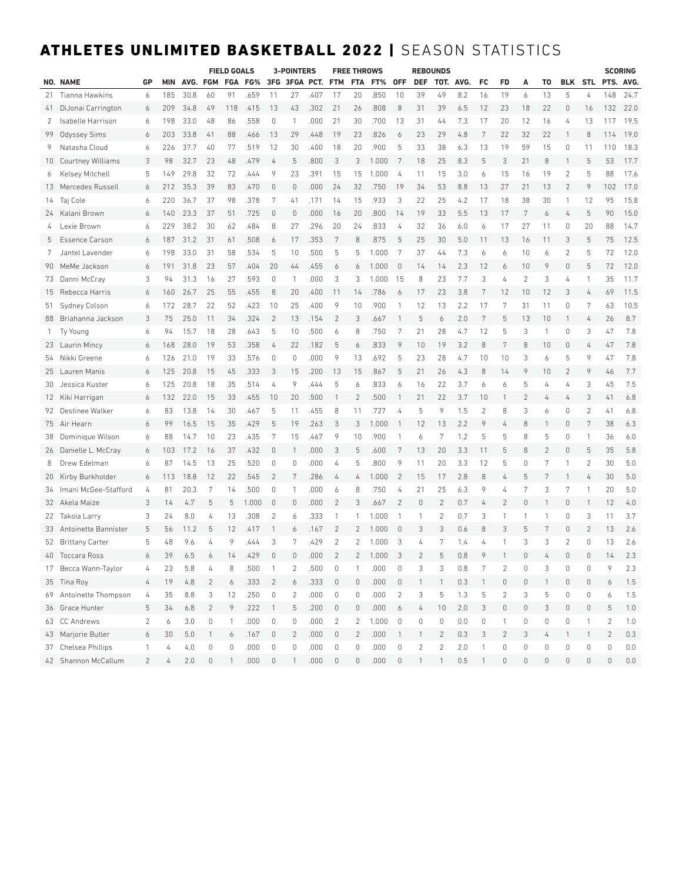# ATHLETES UNLIMITED BASKETBALL 2022 | SEASON STATISTICS

| | | | | | FIELD GOALS | | | 3-POINTERS | | | FREE THROWS | | | REBOUNDS | | | | | | | | | | SCORING | |
|---|---|---|---|---|---|---|---|---|---|---|---|---|---|---|---|---|---|---|---|---|---|---|---|---|---|
| NO. | NAME | GP | MIN | AVG. | FGM | FGA | FG% | 3FG | 3FGA | PCT. | FTM | FTA | FT% | OFF | DEF | TOT. | AVG. | FC | FD | A | TO | BLK | STL | PTS. | AVG. |
| 21 | Tianna Hawkins | 6 | 185 | 30.8 | 60 | 91 | .659 | 11 | 27 | .407 | 17 | 20 | .850 | 10 | 39 | 49 | 8.2 | 16 | 19 | 6 | 13 | 5 | 4 | 148 | 24.7 |
| 41 | DiJonai Carrington | 6 | 209 | 34.8 | 49 | 118 | .415 | 13 | 43 | .302 | 21 | 26 | .808 | 8 | 31 | 39 | 6.5 | 12 | 23 | 18 | 22 | 0 | 16 | 132 | 22.0 |
| 2 | Isabelle Harrison | 6 | 198 | 33.0 | 48 | 86 | .558 | 0 | 1 | .000 | 21 | 30 | .700 | 13 | 31 | 44 | 7.3 | 17 | 20 | 12 | 16 | 4 | 13 | 117 | 19.5 |
| 99 | Odyssey Sims | 6 | 203 | 33.8 | 41 | 88 | .466 | 13 | 29 | .448 | 19 | 23 | .826 | 6 | 23 | 29 | 4.8 | 7 | 22 | 32 | 22 | 1 | 8 | 114 | 19.0 |
| 9 | Natasha Cloud | 6 | 226 | 37.7 | 40 | 77 | .519 | 12 | 30 | .400 | 18 | 20 | .900 | 5 | 33 | 38 | 6.3 | 13 | 19 | 59 | 15 | 0 | 11 | 110 | 18.3 |
| 10 | Courtney Williams | 3 | 98 | 32.7 | 23 | 48 | .479 | 4 | 5 | .800 | 3 | 3 | 1.000 | 7 | 18 | 25 | 8.3 | 5 | 3 | 21 | 8 | 1 | 5 | 53 | 17.7 |
| 6 | Kelsey Mitchell | 5 | 149 | 29.8 | 32 | 72 | .444 | 9 | 23 | .391 | 15 | 15 | 1.000 | 4 | 11 | 15 | 3.0 | 6 | 15 | 16 | 19 | 2 | 5 | 88 | 17.6 |
| 13 | Mercedes Russell | 6 | 212 | 35.3 | 39 | 83 | .470 | 0 | 0 | .000 | 24 | 32 | .750 | 19 | 34 | 53 | 8.8 | 13 | 27 | 21 | 13 | 2 | 9 | 102 | 17.0 |
| 14 | Taj Cole | 6 | 220 | 36.7 | 37 | 98 | .378 | 7 | 41 | .171 | 14 | 15 | .933 | 3 | 22 | 25 | 4.2 | 17 | 18 | 38 | 30 | 1 | 12 | 95 | 15.8 |
| 24 | Kalani Brown | 6 | 140 | 23.3 | 37 | 51 | .725 | 0 | 0 | .000 | 16 | 20 | .800 | 14 | 19 | 33 | 5.5 | 13 | 17 | 7 | 6 | 4 | 5 | 90 | 15.0 |
| 4 | Lexie Brown | 6 | 229 | 38.2 | 30 | 62 | .484 | 8 | 27 | .296 | 20 | 24 | .833 | 4 | 32 | 36 | 6.0 | 6 | 17 | 27 | 11 | 0 | 20 | 88 | 14.7 |
| 5 | Essence Carson | 6 | 187 | 31.2 | 31 | 61 | .508 | 6 | 17 | .353 | 7 | 8 | .875 | 5 | 25 | 30 | 5.0 | 11 | 13 | 16 | 11 | 3 | 5 | 75 | 12.5 |
| 7 | Jantel Lavender | 6 | 198 | 33.0 | 31 | 58 | .534 | 5 | 10 | .500 | 5 | 5 | 1.000 | 7 | 37 | 44 | 7.3 | 6 | 6 | 10 | 6 | 2 | 5 | 72 | 12.0 |
| 90 | MeMe Jackson | 6 | 191 | 31.8 | 23 | 57 | .404 | 20 | 44 | .455 | 6 | 6 | 1.000 | 0 | 14 | 14 | 2.3 | 12 | 6 | 10 | 9 | 0 | 5 | 72 | 12.0 |
| 73 | Danni McCray | 3 | 94 | 31.3 | 16 | 27 | .593 | 0 | 1 | .000 | 3 | 3 | 1.000 | 15 | 8 | 23 | 7.7 | 3 | 4 | 2 | 3 | 4 | 1 | 35 | 11.7 |
| 15 | Rebecca Harris | 6 | 160 | 26.7 | 25 | 55 | .455 | 8 | 20 | .400 | 11 | 14 | .786 | 6 | 17 | 23 | 3.8 | 7 | 12 | 10 | 12 | 3 | 4 | 69 | 11.5 |
| 51 | Sydney Colson | 6 | 172 | 28.7 | 22 | 52 | .423 | 10 | 25 | .400 | 9 | 10 | .900 | 1 | 12 | 13 | 2.2 | 17 | 7 | 31 | 11 | 0 | 7 | 63 | 10.5 |
| 88 | Briahanna Jackson | 3 | 75 | 25.0 | 11 | 34 | .324 | 2 | 13 | .154 | 2 | 3 | .667 | 1 | 5 | 6 | 2.0 | 7 | 5 | 13 | 10 | 1 | 4 | 26 | 8.7 |
| 1 | Ty Young | 6 | 94 | 15.7 | 18 | 28 | .643 | 5 | 10 | .500 | 6 | 8 | .750 | 7 | 21 | 28 | 4.7 | 12 | 5 | 3 | 1 | 0 | 3 | 47 | 7.8 |
| 23 | Laurin Mincy | 6 | 168 | 28.0 | 19 | 53 | .358 | 4 | 22 | .182 | 5 | 6 | .833 | 9 | 10 | 19 | 3.2 | 8 | 7 | 8 | 10 | 0 | 4 | 47 | 7.8 |
| 54 | Nikki Greene | 6 | 126 | 21.0 | 19 | 33 | .576 | 0 | 0 | .000 | 9 | 13 | .692 | 5 | 23 | 28 | 4.7 | 10 | 10 | 3 | 6 | 5 | 9 | 47 | 7.8 |
| 25 | Lauren Manis | 6 | 125 | 20.8 | 15 | 45 | .333 | 3 | 15 | .200 | 13 | 15 | .867 | 5 | 21 | 26 | 4.3 | 8 | 14 | 9 | 10 | 2 | 9 | 46 | 7.7 |
| 30 | Jessica Kuster | 6 | 125 | 20.8 | 18 | 35 | .514 | 4 | 9 | .444 | 5 | 6 | .833 | 6 | 16 | 22 | 3.7 | 6 | 6 | 5 | 4 | 4 | 3 | 45 | 7.5 |
| 12 | Kiki Harrigan | 6 | 132 | 22.0 | 15 | 33 | .455 | 10 | 20 | .500 | 1 | 2 | .500 | 1 | 21 | 22 | 3.7 | 10 | 1 | 2 | 4 | 4 | 3 | 41 | 6.8 |
| 92 | Destinee Walker | 6 | 83 | 13.8 | 14 | 30 | .467 | 5 | 11 | .455 | 8 | 11 | .727 | 4 | 5 | 9 | 1.5 | 2 | 8 | 3 | 6 | 0 | 2 | 41 | 6.8 |
| 75 | Air Hearn | 6 | 99 | 16.5 | 15 | 35 | .429 | 5 | 19 | .263 | 3 | 3 | 1.000 | 1 | 12 | 13 | 2.2 | 9 | 4 | 8 | 1 | 0 | 7 | 38 | 6.3 |
| 38 | Dominique Wilson | 6 | 88 | 14.7 | 10 | 23 | .435 | 7 | 15 | .467 | 9 | 10 | .900 | 1 | 6 | 7 | 1.2 | 5 | 5 | 8 | 5 | 0 | 1 | 36 | 6.0 |
| 26 | Danielle L. McCray | 6 | 103 | 17.2 | 16 | 37 | .432 | 0 | 1 | .000 | 3 | 5 | .600 | 7 | 13 | 20 | 3.3 | 11 | 5 | 8 | 2 | 0 | 5 | 35 | 5.8 |
| 8 | Drew Edelman | 6 | 87 | 14.5 | 13 | 25 | .520 | 0 | 0 | .000 | 4 | 5 | .800 | 9 | 11 | 20 | 3.3 | 12 | 5 | 0 | 7 | 1 | 2 | 30 | 5.0 |
| 20 | Kirby Burkholder | 6 | 113 | 18.8 | 12 | 22 | .545 | 2 | 7 | .286 | 4 | 4 | 1.000 | 2 | 15 | 17 | 2.8 | 8 | 4 | 5 | 7 | 1 | 4 | 30 | 5.0 |
| 34 | Imani McGee-Stafford | 4 | 81 | 20.3 | 7 | 14 | .500 | 0 | 1 | .000 | 6 | 8 | .750 | 4 | 21 | 25 | 6.3 | 9 | 4 | 7 | 3 | 7 | 1 | 20 | 5.0 |
| 32 | Akela Maize | 3 | 14 | 4.7 | 5 | 5 | 1.000 | 0 | 0 | .000 | 2 | 3 | .667 | 2 | 0 | 2 | 0.7 | 4 | 2 | 0 | 1 | 0 | 1 | 12 | 4.0 |
| 22 | Takoia Larry | 3 | 24 | 8.0 | 4 | 13 | .308 | 2 | 6 | .333 | 1 | 1 | 1.000 | 1 | 1 | 2 | 0.7 | 3 | 1 | 1 | 1 | 0 | 3 | 11 | 3.7 |
| 33 | Antoinette Bannister | 5 | 56 | 11.2 | 5 | 12 | .417 | 1 | 6 | .167 | 2 | 2 | 1.000 | 0 | 3 | 3 | 0.6 | 8 | 3 | 5 | 7 | 0 | 2 | 13 | 2.6 |
| 52 | Brittany Carter | 5 | 48 | 9.6 | 4 | 9 | .444 | 3 | 7 | .429 | 2 | 2 | 1.000 | 3 | 4 | 7 | 1.4 | 4 | 1 | 3 | 3 | 2 | 0 | 13 | 2.6 |
| 40 | Toccara Ross | 6 | 39 | 6.5 | 6 | 14 | .429 | 0 | 0 | .000 | 2 | 2 | 1.000 | 3 | 2 | 5 | 0.8 | 9 | 1 | 0 | 4 | 0 | 0 | 14 | 2.3 |
| 17 | Becca Wann-Taylor | 4 | 23 | 5.8 | 4 | 8 | .500 | 1 | 2 | .500 | 0 | 1 | .000 | 0 | 3 | 3 | 0.8 | 7 | 2 | 0 | 3 | 0 | 0 | 9 | 2.3 |
| 35 | Tina Roy | 4 | 19 | 4.8 | 2 | 6 | .333 | 2 | 6 | .333 | 0 | 0 | .000 | 0 | 1 | 1 | 0.3 | 1 | 0 | 0 | 1 | 0 | 0 | 6 | 1.5 |
| 69 | Antoinette Thompson | 4 | 35 | 8.8 | 3 | 12 | .250 | 0 | 2 | .000 | 0 | 0 | .000 | 2 | 3 | 5 | 1.3 | 5 | 2 | 3 | 5 | 0 | 0 | 6 | 1.5 |
| 36 | Grace Hunter | 5 | 34 | 6.8 | 2 | 9 | .222 | 1 | 5 | .200 | 0 | 0 | .000 | 6 | 4 | 10 | 2.0 | 3 | 0 | 0 | 3 | 0 | 0 | 5 | 1.0 |
| 63 | CC Andrews | 2 | 6 | 3.0 | 0 | 1 | .000 | 0 | 0 | .000 | 2 | 2 | 1.000 | 0 | 0 | 0 | 0.0 | 0 | 1 | 0 | 0 | 0 | 1 | 2 | 1.0 |
| 43 | Marjorie Butler | 6 | 30 | 5.0 | 1 | 6 | .167 | 0 | 2 | .000 | 0 | 2 | .000 | 1 | 1 | 2 | 0.3 | 3 | 2 | 3 | 4 | 1 | 1 | 2 | 0.3 |
| 37 | Chelsea Phillips | 1 | 4 | 4.0 | 0 | 0 | .000 | 0 | 0 | .000 | 0 | 0 | .000 | 0 | 2 | 2 | 2.0 | 1 | 0 | 0 | 0 | 0 | 0 | 0 | 0.0 |
| 42 | Shannon McCallum | 2 | 4 | 2.0 | 0 | 1 | .000 | 0 | 1 | .000 | 0 | 0 | .000 | 0 | 1 | 1 | 0.5 | 1 | 0 | 0 | 0 | 0 | 0 | 0 | 0.0 |